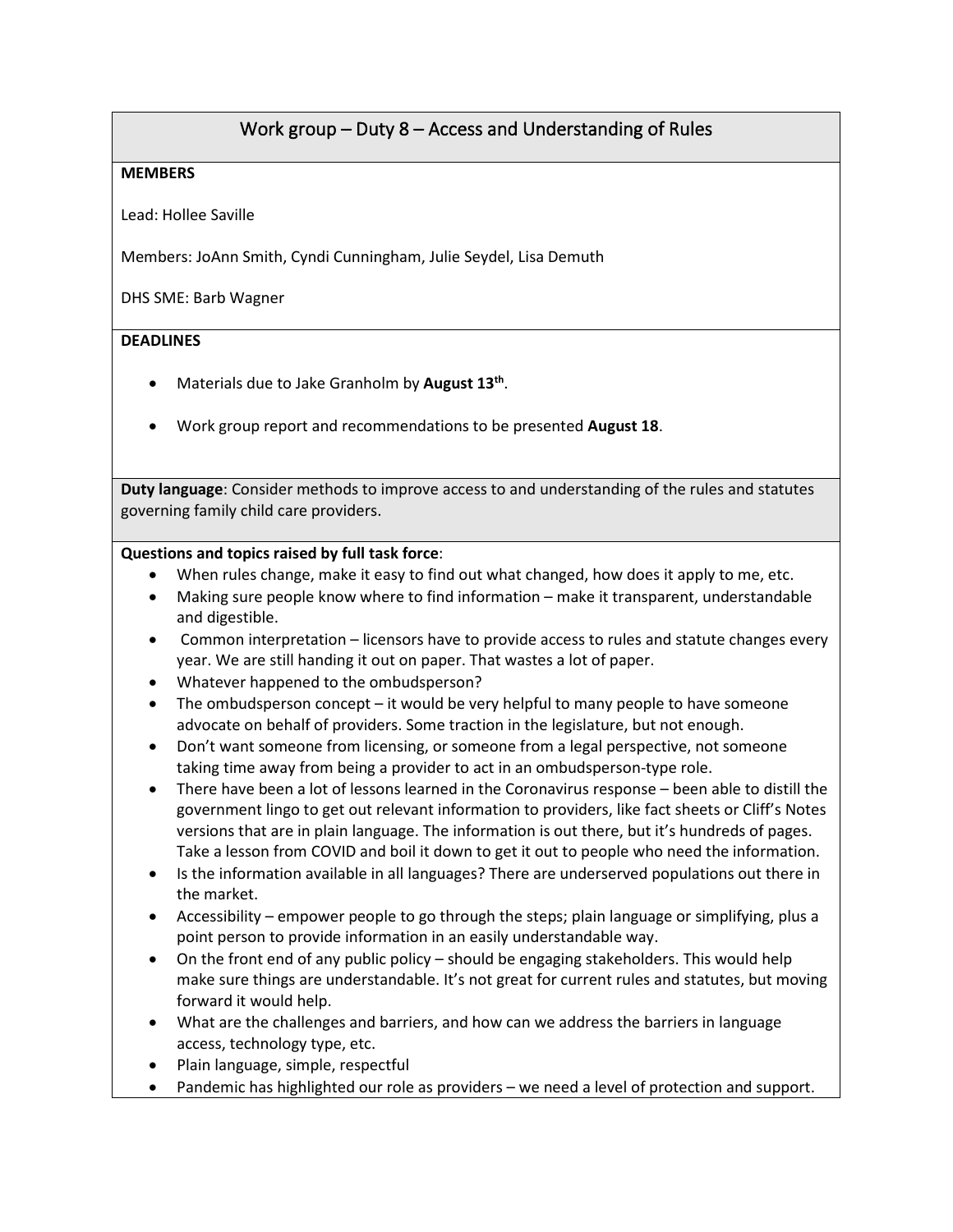# Work group – Duty 8 – Access and Understanding of Rules

**MEMBERS**

Lead: Hollee Saville

Members: JoAnn Smith, Cyndi Cunningham, Julie Seydel, Lisa Demuth

DHS SME: Barb Wagner

**DEADLINES**

- Materials due to Jake Granholm by **August 13th**.
- Work group report and recommendations to be presented **August 18**.

**Duty language**: Consider methods to improve access to and understanding of the rules and statutes governing family child care providers.

**Questions and topics raised by full task force**:

- When rules change, make it easy to find out what changed, how does it apply to me, etc.
- Making sure people know where to find information – make it transparent, understandable and digestible.
- Common interpretation – licensors have to provide access to rules and statute changes every year. We are still handing it out on paper. That wastes a lot of paper.
- Whatever happened to the ombudsperson?
- The ombudsperson concept – it would be very helpful to many people to have someone advocate on behalf of providers. Some traction in the legislature, but not enough.
- Don't want someone from licensing, or someone from a legal perspective, not someone taking time away from being a provider to act in an ombudsperson-type role.
- There have been a lot of lessons learned in the Coronavirus response – been able to distill the government lingo to get out relevant information to providers, like fact sheets or Cliff's Notes versions that are in plain language. The information is out there, but it's hundreds of pages. Take a lesson from COVID and boil it down to get it out to people who need the information.
- Is the information available in all languages? There are underserved populations out there in the market.
- Accessibility – empower people to go through the steps; plain language or simplifying, plus a point person to provide information in an easily understandable way.
- On the front end of any public policy – should be engaging stakeholders. This would help make sure things are understandable. It's not great for current rules and statutes, but moving forward it would help.
- What are the challenges and barriers, and how can we address the barriers in language access, technology type, etc.
- Plain language, simple, respectful
- Pandemic has highlighted our role as providers – we need a level of protection and support.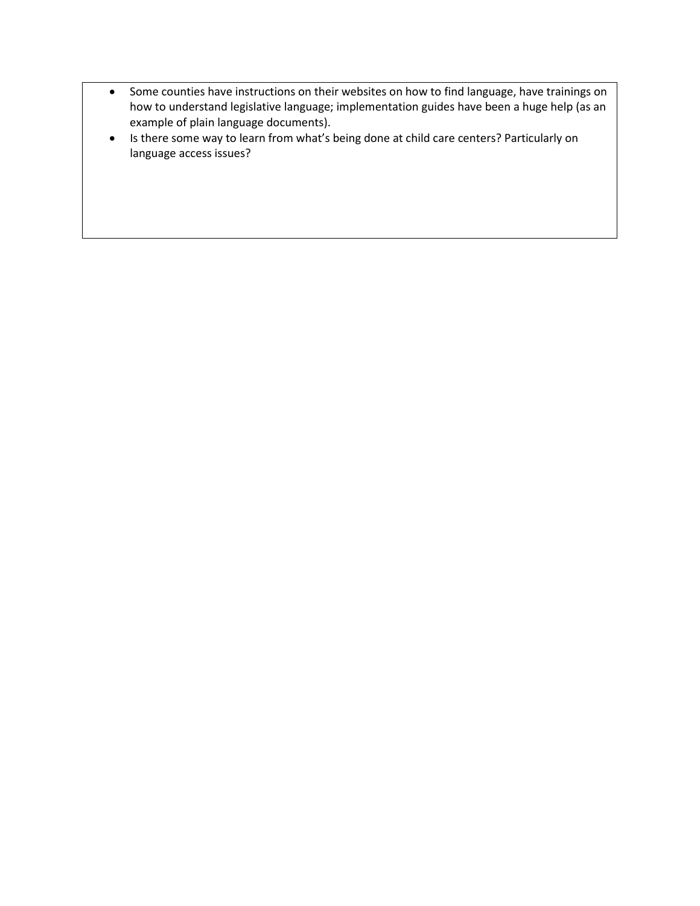- Some counties have instructions on their websites on how to find language, have trainings on how to understand legislative language; implementation guides have been a huge help (as an example of plain language documents).
- Is there some way to learn from what's being done at child care centers? Particularly on language access issues?